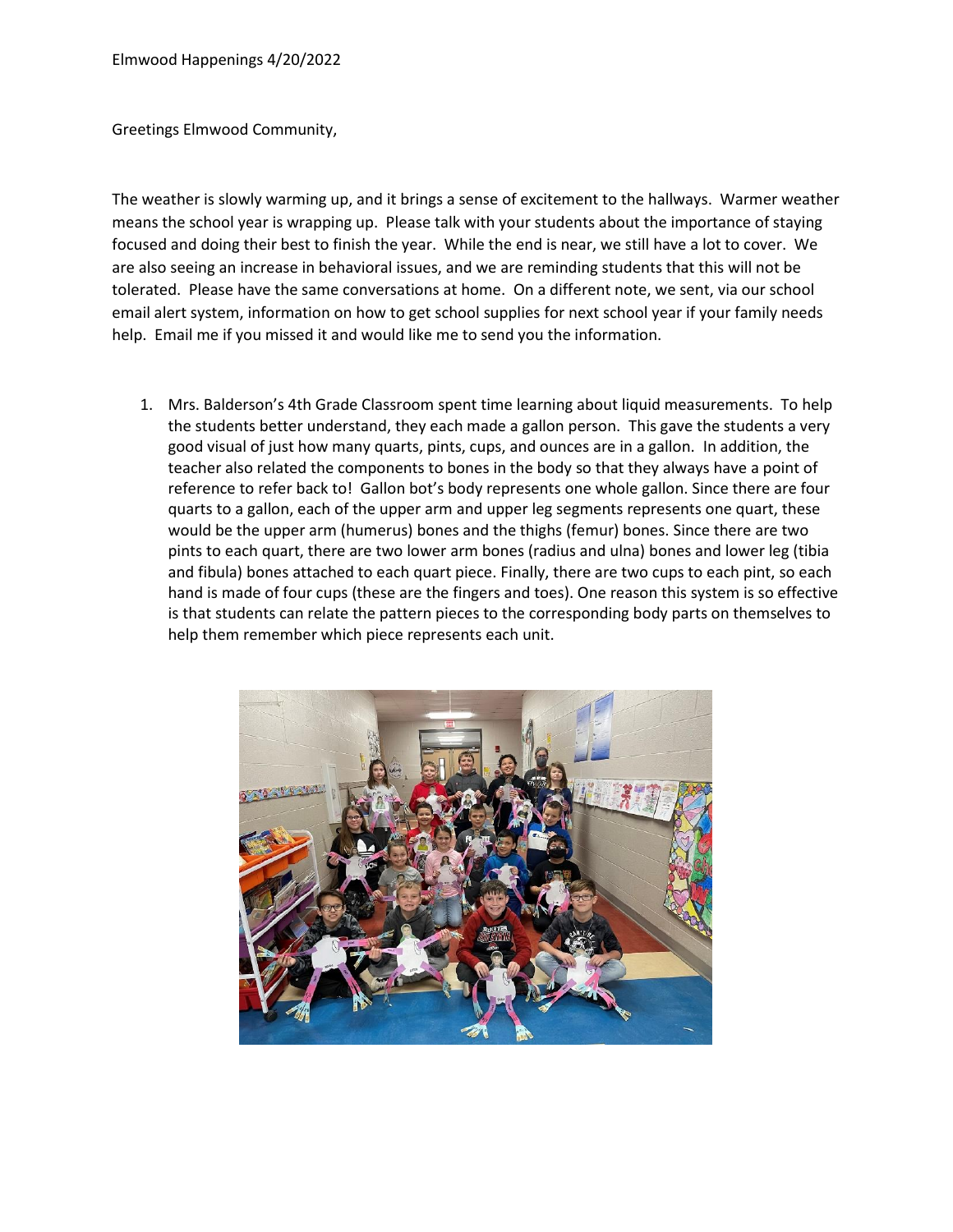Elmwood Happenings 4/20/2022

Greetings Elmwood Community,

The weather is slowly warming up, and it brings a sense of excitement to the hallways. Warmer weather means the school year is wrapping up. Please talk with your students about the importance of staying focused and doing their best to finish the year. While the end is near, we still have a lot to cover. We are also seeing an increase in behavioral issues, and we are reminding students that this will not be tolerated. Please have the same conversations at home. On a different note, we sent, via our school email alert system, information on how to get school supplies for next school year if your family needs help. Email me if you missed it and would like me to send you the information.

1. Mrs. Balderson's 4th Grade Classroom spent time learning about liquid measurements. To help the students better understand, they each made a gallon person. This gave the students a very good visual of just how many quarts, pints, cups, and ounces are in a gallon. In addition, the teacher also related the components to bones in the body so that they always have a point of reference to refer back to! Gallon bot's body represents one whole gallon. Since there are four quarts to a gallon, each of the upper arm and upper leg segments represents one quart, these would be the upper arm (humerus) bones and the thighs (femur) bones. Since there are two pints to each quart, there are two lower arm bones (radius and ulna) bones and lower leg (tibia and fibula) bones attached to each quart piece. Finally, there are two cups to each pint, so each hand is made of four cups (these are the fingers and toes). One reason this system is so effective is that students can relate the pattern pieces to the corresponding body parts on themselves to help them remember which piece represents each unit.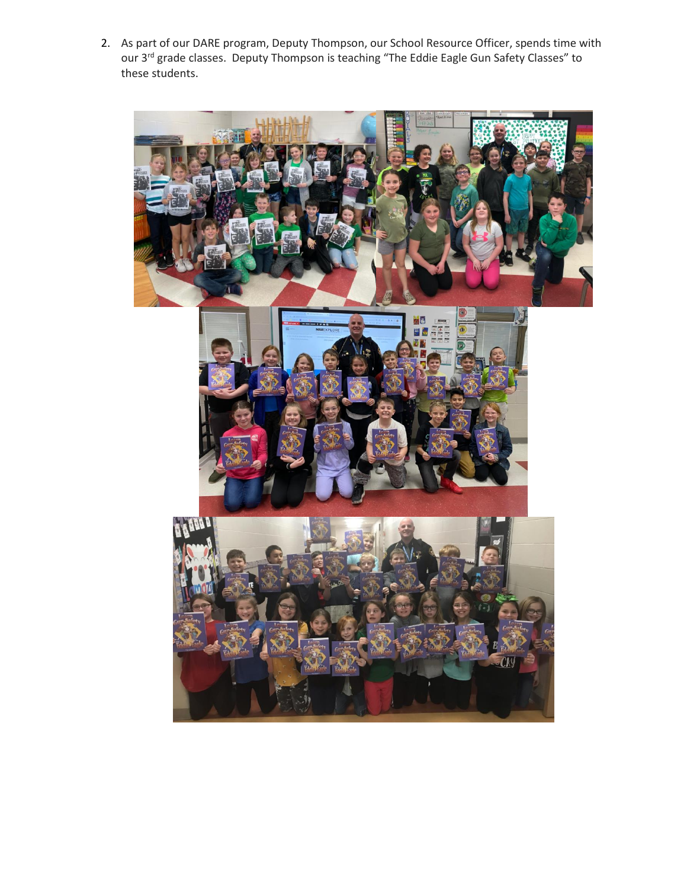2. As part of our DARE program, Deputy Thompson, our School Resource Officer, spends time with our 3rd grade classes. Deputy Thompson is teaching "The Eddie Eagle Gun Safety Classes" to these students.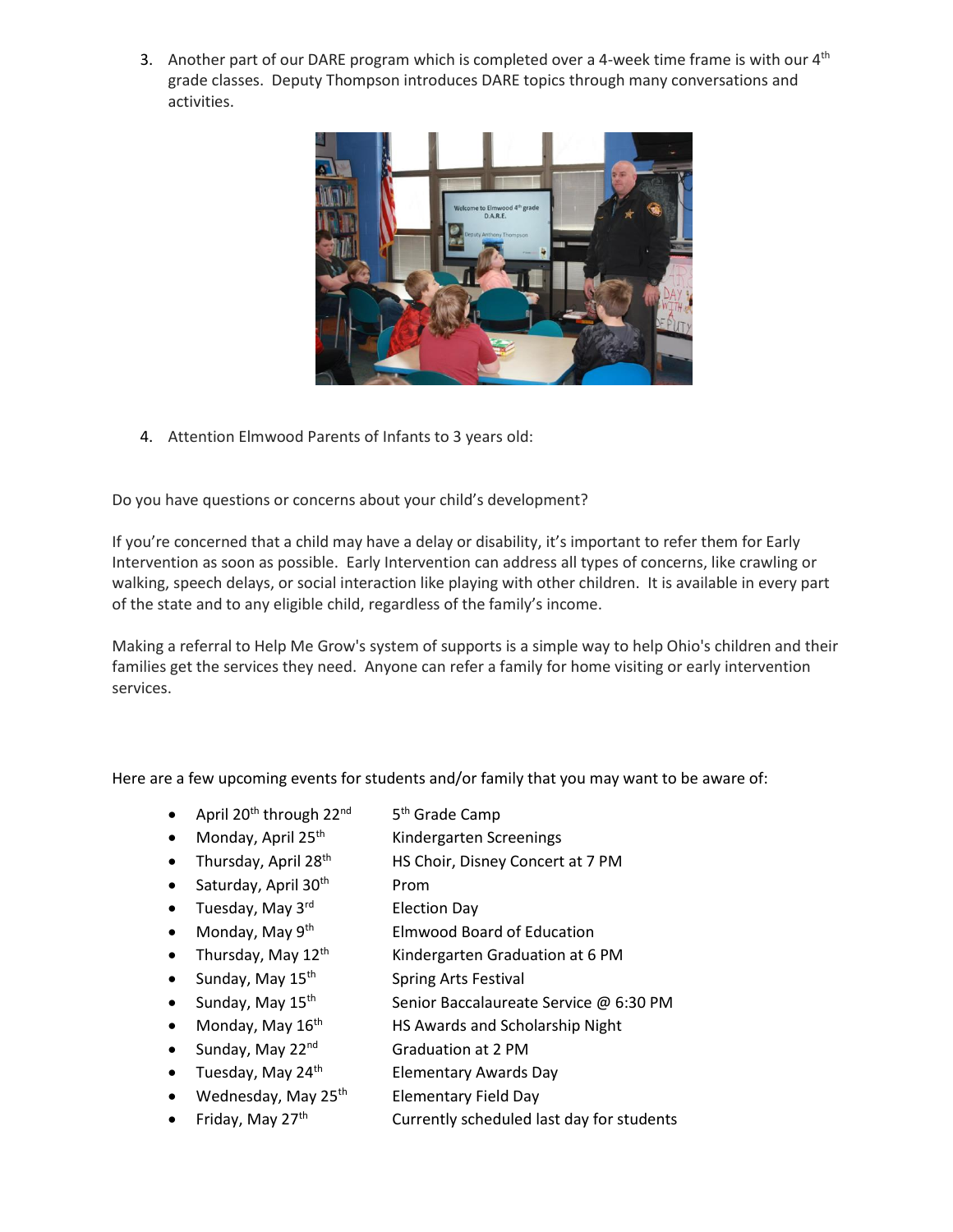3. Another part of our DARE program which is completed over a 4-week time frame is with our 4th grade classes. Deputy Thompson introduces DARE topics through many conversations and activities.

4. Attention Elmwood Parents of Infants to 3 years old:

Do you have questions or concerns about your child's development?

If you're concerned that a child may have a delay or disability, it's important to refer them for Early Intervention as soon as possible. Early Intervention can address all types of concerns, like crawling or walking, speech delays, or social interaction like playing with other children. It is available in every part of the state and to any eligible child, regardless of the family's income.

Making a referral to Help Me Grow's system of supports is a simple way to help Ohio's children and their families get the services they need. Anyone can refer a family for home visiting or early intervention services.

Here are a few upcoming events for students and/or family that you may want to be aware of:

- April 20th through 22nd — 5th Grade Camp
- Monday, April 25th — Kindergarten Screenings
- Thursday, April 28th — HS Choir, Disney Concert at 7 PM
- Saturday, April 30th — Prom
- Tuesday, May 3rd — Election Day
- Monday, May 9th — Elmwood Board of Education
- Thursday, May 12th — Kindergarten Graduation at 6 PM
- Sunday, May 15th — Spring Arts Festival
- Sunday, May 15th — Senior Baccalaureate Service @ 6:30 PM
- Monday, May 16th — HS Awards and Scholarship Night
- Sunday, May 22nd — Graduation at 2 PM
- Tuesday, May 24th — Elementary Awards Day
- Wednesday, May 25th — Elementary Field Day
- Friday, May 27th — Currently scheduled last day for students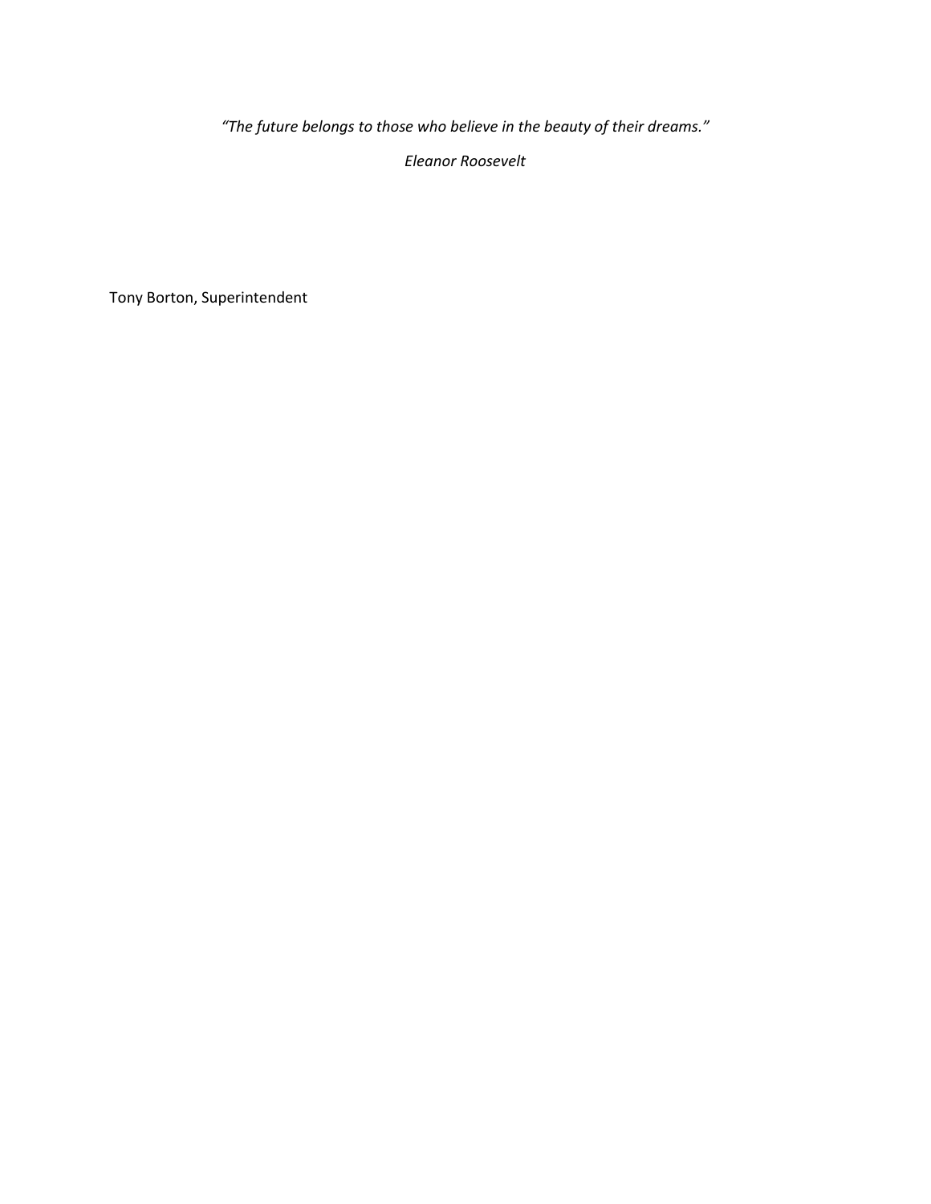*"The future belongs to those who believe in the beauty of their dreams."*

*Eleanor Roosevelt*

Tony Borton, Superintendent